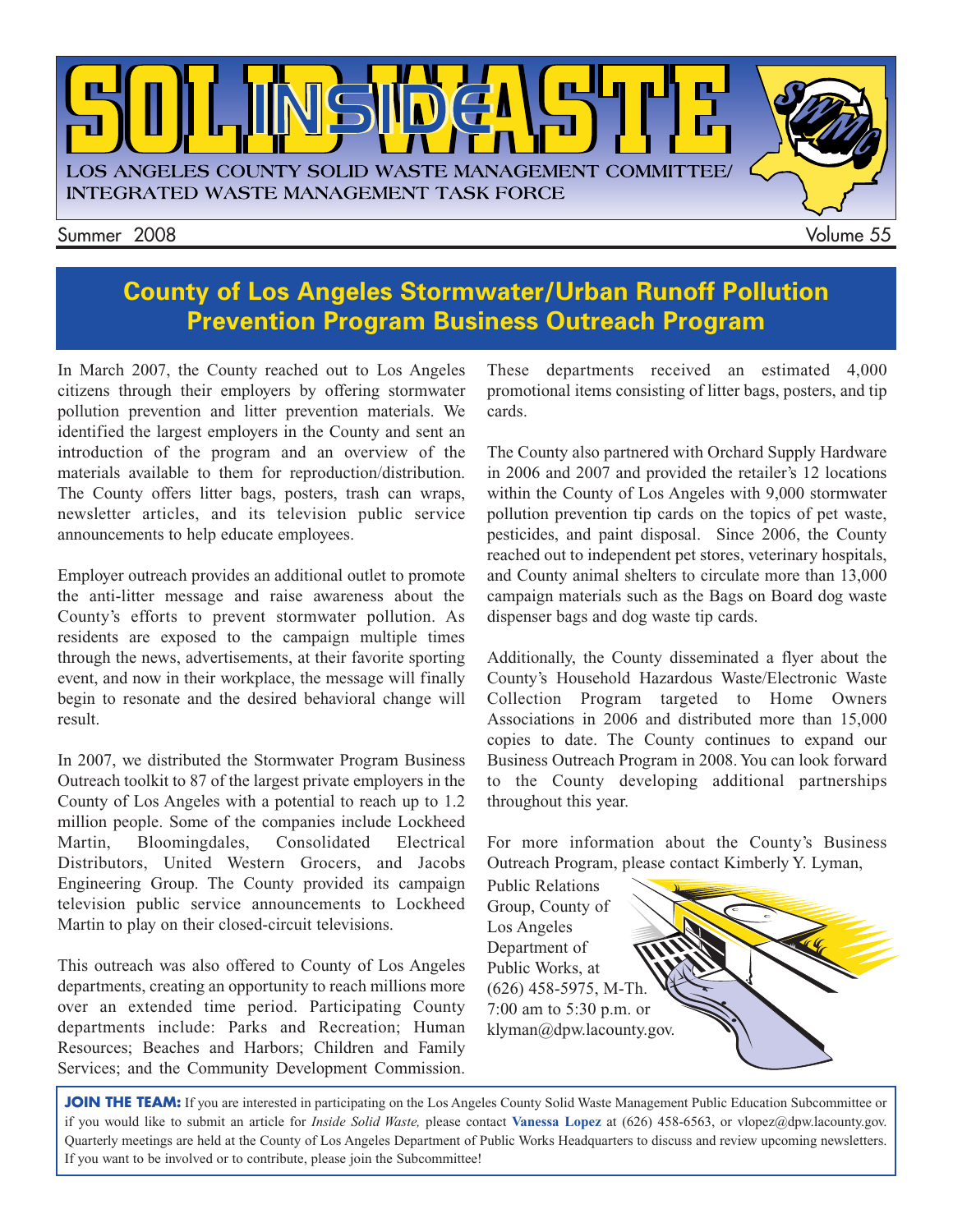# INSIDE SOLID WASTE

LOS ANGELES COUNTY SOLID WASTE MANAGEMENT COMMITTEE/ INTEGRATED WASTE MANAGEMENT TASK FORCE

Summer 2008 — Volume 55

## County of Los Angeles Stormwater/Urban Runoff Pollution Prevention Program Business Outreach Program

In March 2007, the County reached out to Los Angeles citizens through their employers by offering stormwater pollution prevention and litter prevention materials. We identified the largest employers in the County and sent an introduction of the program and an overview of the materials available to them for reproduction/distribution. The County offers litter bags, posters, trash can wraps, newsletter articles, and its television public service announcements to help educate employees.

Employer outreach provides an additional outlet to promote the anti-litter message and raise awareness about the County's efforts to prevent stormwater pollution. As residents are exposed to the campaign multiple times through the news, advertisements, at their favorite sporting event, and now in their workplace, the message will finally begin to resonate and the desired behavioral change will result.

In 2007, we distributed the Stormwater Program Business Outreach toolkit to 87 of the largest private employers in the County of Los Angeles with a potential to reach up to 1.2 million people. Some of the companies include Lockheed Martin, Bloomingdales, Consolidated Electrical Distributors, United Western Grocers, and Jacobs Engineering Group. The County provided its campaign television public service announcements to Lockheed Martin to play on their closed-circuit televisions.

This outreach was also offered to County of Los Angeles departments, creating an opportunity to reach millions more over an extended time period. Participating County departments include: Parks and Recreation; Human Resources; Beaches and Harbors; Children and Family Services; and the Community Development Commission. These departments received an estimated 4,000 promotional items consisting of litter bags, posters, and tip cards.

The County also partnered with Orchard Supply Hardware in 2006 and 2007 and provided the retailer's 12 locations within the County of Los Angeles with 9,000 stormwater pollution prevention tip cards on the topics of pet waste, pesticides, and paint disposal. Since 2006, the County reached out to independent pet stores, veterinary hospitals, and County animal shelters to circulate more than 13,000 campaign materials such as the Bags on Board dog waste dispenser bags and dog waste tip cards.

Additionally, the County disseminated a flyer about the County's Household Hazardous Waste/Electronic Waste Collection Program targeted to Home Owners Associations in 2006 and distributed more than 15,000 copies to date. The County continues to expand our Business Outreach Program in 2008. You can look forward to the County developing additional partnerships throughout this year.

For more information about the County's Business Outreach Program, please contact Kimberly Y. Lyman, Public Relations Group, County of Los Angeles Department of Public Works, at (626) 458-5975, M-Th. 7:00 am to 5:30 p.m. or klyman@dpw.lacounty.gov.

**JOIN THE TEAM:** If you are interested in participating on the Los Angeles County Solid Waste Management Public Education Subcommittee or if you would like to submit an article for *Inside Solid Waste,* please contact **Vanessa Lopez** at (626) 458-6563, or vlopez@dpw.lacounty.gov. Quarterly meetings are held at the County of Los Angeles Department of Public Works Headquarters to discuss and review upcoming newsletters. If you want to be involved or to contribute, please join the Subcommittee!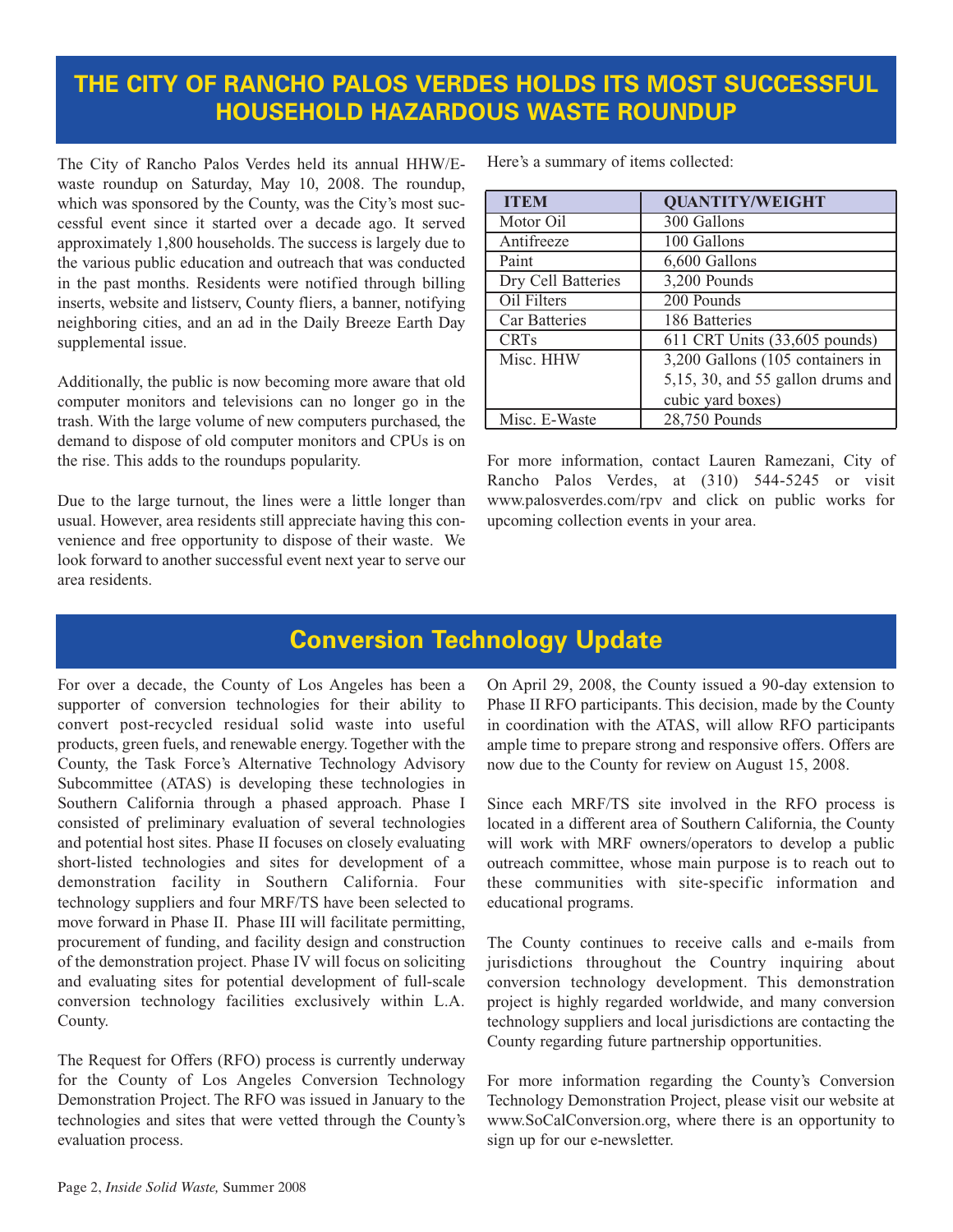## THE CITY OF RANCHO PALOS VERDES HOLDS ITS MOST SUCCESSFUL HOUSEHOLD HAZARDOUS WASTE ROUNDUP

The City of Rancho Palos Verdes held its annual HHW/E-waste roundup on Saturday, May 10, 2008. The roundup, which was sponsored by the County, was the City's most successful event since it started over a decade ago. It served approximately 1,800 households. The success is largely due to the various public education and outreach that was conducted in the past months. Residents were notified through billing inserts, website and listserv, County fliers, a banner, notifying neighboring cities, and an ad in the Daily Breeze Earth Day supplemental issue.

Additionally, the public is now becoming more aware that old computer monitors and televisions can no longer go in the trash. With the large volume of new computers purchased, the demand to dispose of old computer monitors and CPUs is on the rise. This adds to the roundups popularity.

Due to the large turnout, the lines were a little longer than usual. However, area residents still appreciate having this convenience and free opportunity to dispose of their waste. We look forward to another successful event next year to serve our area residents.

Here's a summary of items collected:

| ITEM | QUANTITY/WEIGHT |
|---|---|
| Motor Oil | 300 Gallons |
| Antifreeze | 100 Gallons |
| Paint | 6,600 Gallons |
| Dry Cell Batteries | 3,200 Pounds |
| Oil Filters | 200 Pounds |
| Car Batteries | 186 Batteries |
| CRTs | 611 CRT Units (33,605 pounds) |
| Misc. HHW | 3,200 Gallons (105 containers in 5,15, 30, and 55 gallon drums and cubic yard boxes) |
| Misc. E-Waste | 28,750 Pounds |

For more information, contact Lauren Ramezani, City of Rancho Palos Verdes, at (310) 544-5245 or visit www.palosverdes.com/rpv and click on public works for upcoming collection events in your area.

## Conversion Technology Update

For over a decade, the County of Los Angeles has been a supporter of conversion technologies for their ability to convert post-recycled residual solid waste into useful products, green fuels, and renewable energy. Together with the County, the Task Force's Alternative Technology Advisory Subcommittee (ATAS) is developing these technologies in Southern California through a phased approach. Phase I consisted of preliminary evaluation of several technologies and potential host sites. Phase II focuses on closely evaluating short-listed technologies and sites for development of a demonstration facility in Southern California. Four technology suppliers and four MRF/TS have been selected to move forward in Phase II. Phase III will facilitate permitting, procurement of funding, and facility design and construction of the demonstration project. Phase IV will focus on soliciting and evaluating sites for potential development of full-scale conversion technology facilities exclusively within L.A. County.

The Request for Offers (RFO) process is currently underway for the County of Los Angeles Conversion Technology Demonstration Project. The RFO was issued in January to the technologies and sites that were vetted through the County's evaluation process.

On April 29, 2008, the County issued a 90-day extension to Phase II RFO participants. This decision, made by the County in coordination with the ATAS, will allow RFO participants ample time to prepare strong and responsive offers. Offers are now due to the County for review on August 15, 2008.

Since each MRF/TS site involved in the RFO process is located in a different area of Southern California, the County will work with MRF owners/operators to develop a public outreach committee, whose main purpose is to reach out to these communities with site-specific information and educational programs.

The County continues to receive calls and e-mails from jurisdictions throughout the Country inquiring about conversion technology development. This demonstration project is highly regarded worldwide, and many conversion technology suppliers and local jurisdictions are contacting the County regarding future partnership opportunities.

For more information regarding the County's Conversion Technology Demonstration Project, please visit our website at www.SoCalConversion.org, where there is an opportunity to sign up for our e-newsletter.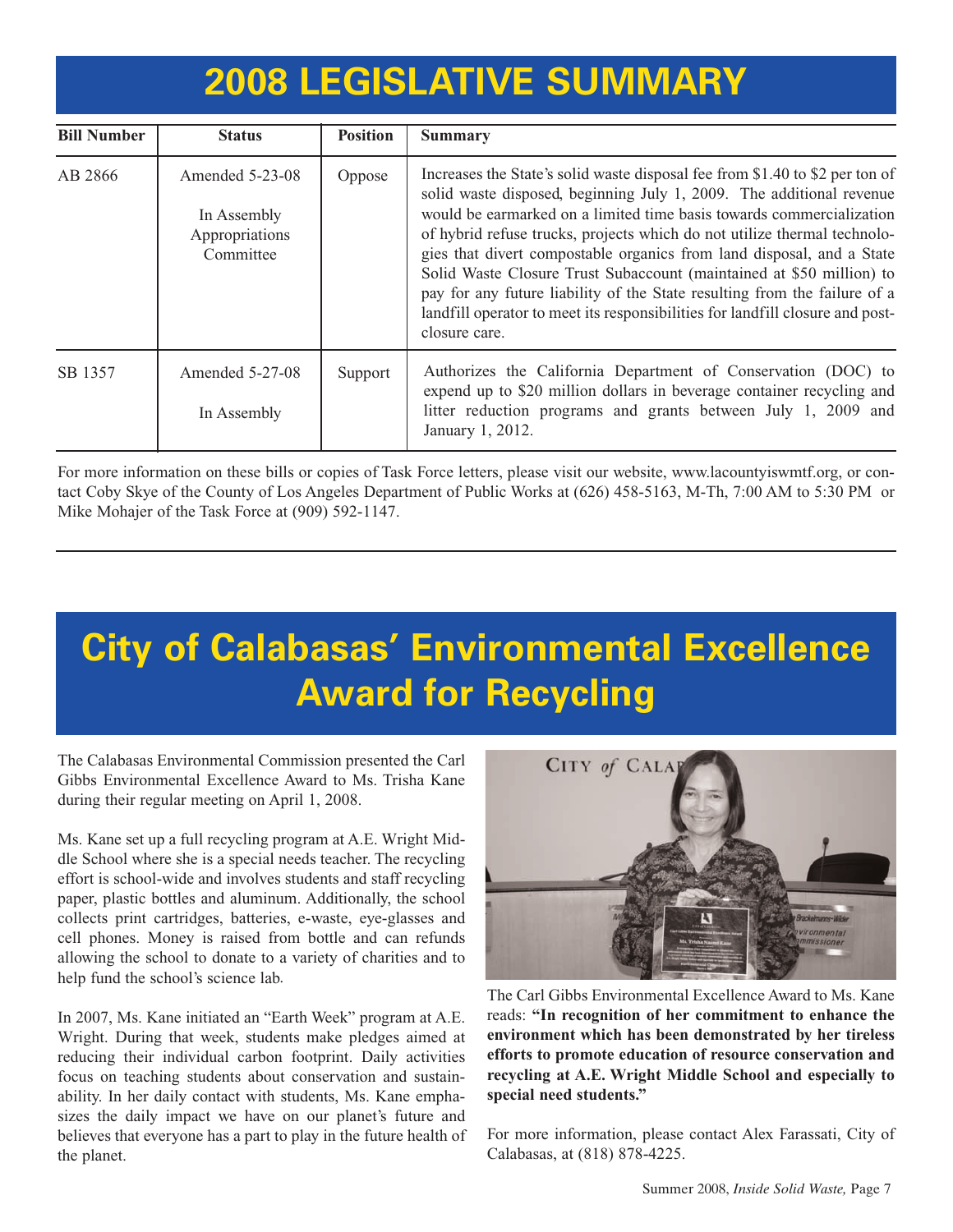# 2008 LEGISLATIVE SUMMARY

| Bill Number | Status | Position | Summary |
|---|---|---|---|
| AB 2866 | Amended 5-23-08<br><br>In Assembly Appropriations Committee | Oppose | Increases the State's solid waste disposal fee from $1.40 to $2 per ton of solid waste disposed, beginning July 1, 2009. The additional revenue would be earmarked on a limited time basis towards commercialization of hybrid refuse trucks, projects which do not utilize thermal technologies that divert compostable organics from land disposal, and a State Solid Waste Closure Trust Subaccount (maintained at $50 million) to pay for any future liability of the State resulting from the failure of a landfill operator to meet its responsibilities for landfill closure and post-closure care. |
| SB 1357 | Amended 5-27-08<br><br>In Assembly | Support | Authorizes the California Department of Conservation (DOC) to expend up to $20 million dollars in beverage container recycling and litter reduction programs and grants between July 1, 2009 and January 1, 2012. |

For more information on these bills or copies of Task Force letters, please visit our website, www.lacountyiswmtf.org, or contact Coby Skye of the County of Los Angeles Department of Public Works at (626) 458-5163, M-Th, 7:00 AM to 5:30 PM or Mike Mohajer of the Task Force at (909) 592-1147.

# City of Calabasas' Environmental Excellence Award for Recycling

The Calabasas Environmental Commission presented the Carl Gibbs Environmental Excellence Award to Ms. Trisha Kane during their regular meeting on April 1, 2008.

Ms. Kane set up a full recycling program at A.E. Wright Middle School where she is a special needs teacher. The recycling effort is school-wide and involves students and staff recycling paper, plastic bottles and aluminum. Additionally, the school collects print cartridges, batteries, e-waste, eye-glasses and cell phones. Money is raised from bottle and can refunds allowing the school to donate to a variety of charities and to help fund the school's science lab.

In 2007, Ms. Kane initiated an "Earth Week" program at A.E. Wright. During that week, students make pledges aimed at reducing their individual carbon footprint. Daily activities focus on teaching students about conservation and sustainability. In her daily contact with students, Ms. Kane emphasizes the daily impact we have on our planet's future and believes that everyone has a part to play in the future health of the planet.

The Carl Gibbs Environmental Excellence Award to Ms. Kane reads: **"In recognition of her commitment to enhance the environment which has been demonstrated by her tireless efforts to promote education of resource conservation and recycling at A.E. Wright Middle School and especially to special need students."**

For more information, please contact Alex Farassati, City of Calabasas, at (818) 878-4225.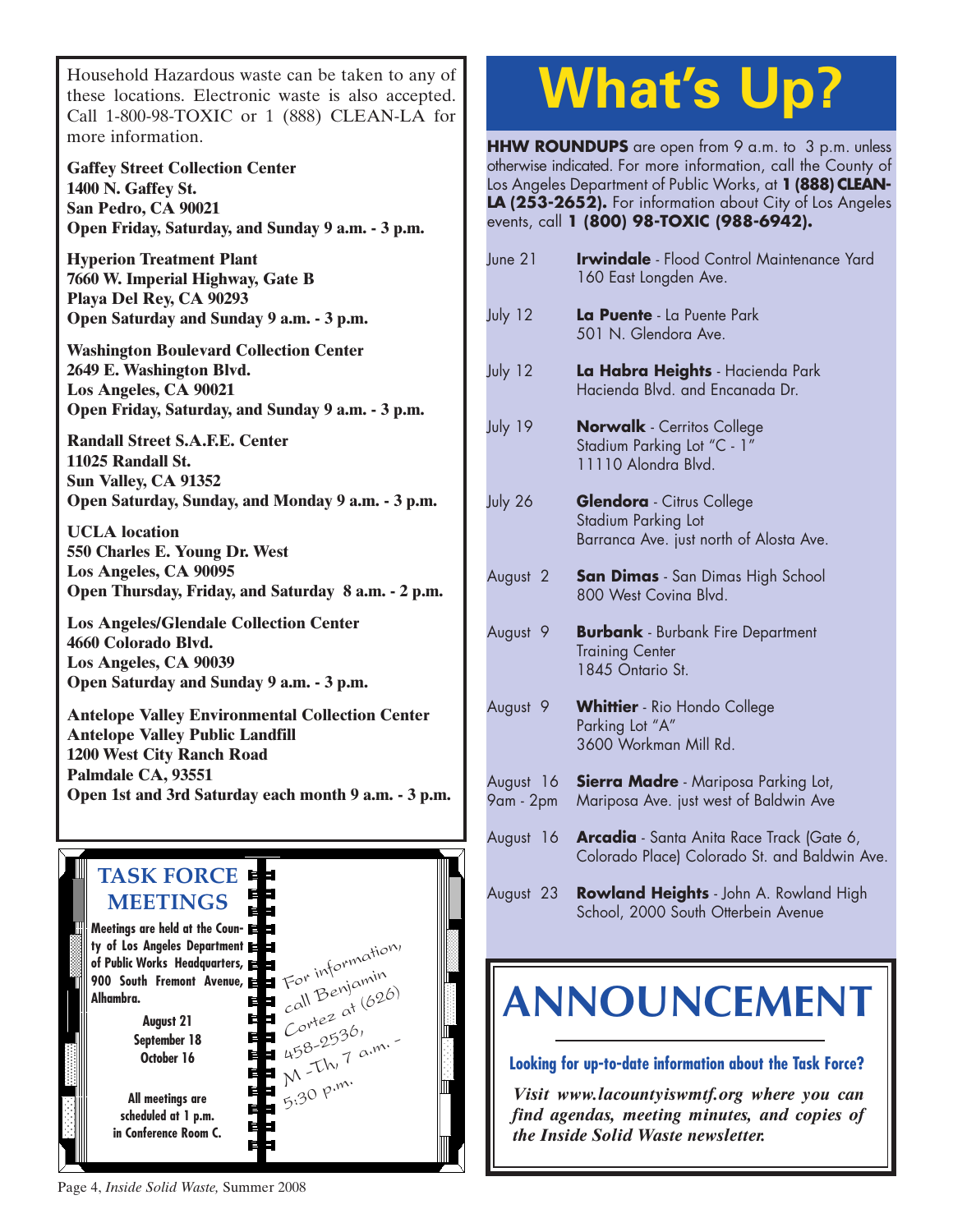Household Hazardous waste can be taken to any of these locations. Electronic waste is also accepted. Call 1-800-98-TOXIC or 1 (888) CLEAN-LA for more information.

**Gaffey Street Collection Center**
**1400 N. Gaffey St.**
**San Pedro, CA 90021**
**Open Friday, Saturday, and Sunday 9 a.m. - 3 p.m.**

**Hyperion Treatment Plant**
**7660 W. Imperial Highway, Gate B**
**Playa Del Rey, CA 90293**
**Open Saturday and Sunday 9 a.m. - 3 p.m.**

**Washington Boulevard Collection Center**
**2649 E. Washington Blvd.**
**Los Angeles, CA 90021**
**Open Friday, Saturday, and Sunday 9 a.m. - 3 p.m.**

**Randall Street S.A.F.E. Center**
**11025 Randall St.**
**Sun Valley, CA 91352**
**Open Saturday, Sunday, and Monday 9 a.m. - 3 p.m.**

**UCLA location**
**550 Charles E. Young Dr. West**
**Los Angeles, CA 90095**
**Open Thursday, Friday, and Saturday 8 a.m. - 2 p.m.**

**Los Angeles/Glendale Collection Center**
**4660 Colorado Blvd.**
**Los Angeles, CA 90039**
**Open Saturday and Sunday 9 a.m. - 3 p.m.**

**Antelope Valley Environmental Collection Center**
**Antelope Valley Public Landfill**
**1200 West City Ranch Road**
**Palmdale CA, 93551**
**Open 1st and 3rd Saturday each month 9 a.m. - 3 p.m.**

## TASK FORCE MEETINGS

**Meetings are held at the County of Los Angeles Department of Public Works Headquarters, 900 South Fremont Avenue, Alhambra.**

**August 21**
**September 18**
**October 16**

**All meetings are scheduled at 1 p.m. in Conference Room C.**

For information, call Benjamin Cortez at (626) 458-2536, M - Th, 7 a.m. - 5:30 p.m.

# What's Up?

**HHW ROUNDUPS** are open from 9 a.m. to 3 p.m. unless otherwise indicated. For more information, call the County of Los Angeles Department of Public Works, at **1 (888) CLEAN-LA (253-2652).** For information about City of Los Angeles events, call **1 (800) 98-TOXIC (988-6942).**

| Date | Location |
|---|---|
| June 21 | **Irwindale** - Flood Control Maintenance Yard<br>160 East Longden Ave. |
| July 12 | **La Puente** - La Puente Park<br>501 N. Glendora Ave. |
| July 12 | **La Habra Heights** - Hacienda Park<br>Hacienda Blvd. and Encanada Dr. |
| July 19 | **Norwalk** - Cerritos College<br>Stadium Parking Lot "C - 1"<br>11110 Alondra Blvd. |
| July 26 | **Glendora** - Citrus College<br>Stadium Parking Lot<br>Barranca Ave. just north of Alosta Ave. |
| August 2 | **San Dimas** - San Dimas High School<br>800 West Covina Blvd. |
| August 9 | **Burbank** - Burbank Fire Department<br>Training Center<br>1845 Ontario St. |
| August 9 | **Whittier** - Rio Hondo College<br>Parking Lot "A"<br>3600 Workman Mill Rd. |
| August 16<br>9am - 2pm | **Sierra Madre** - Mariposa Parking Lot,<br>Mariposa Ave. just west of Baldwin Ave |
| August 16 | **Arcadia** - Santa Anita Race Track (Gate 6,<br>Colorado Place) Colorado St. and Baldwin Ave. |
| August 23 | **Rowland Heights** - John A. Rowland High<br>School, 2000 South Otterbein Avenue |

# ANNOUNCEMENT

**Looking for up-to-date information about the Task Force?**

***Visit www.lacountyiswmtf.org where you can find agendas, meeting minutes, and copies of the Inside Solid Waste newsletter.***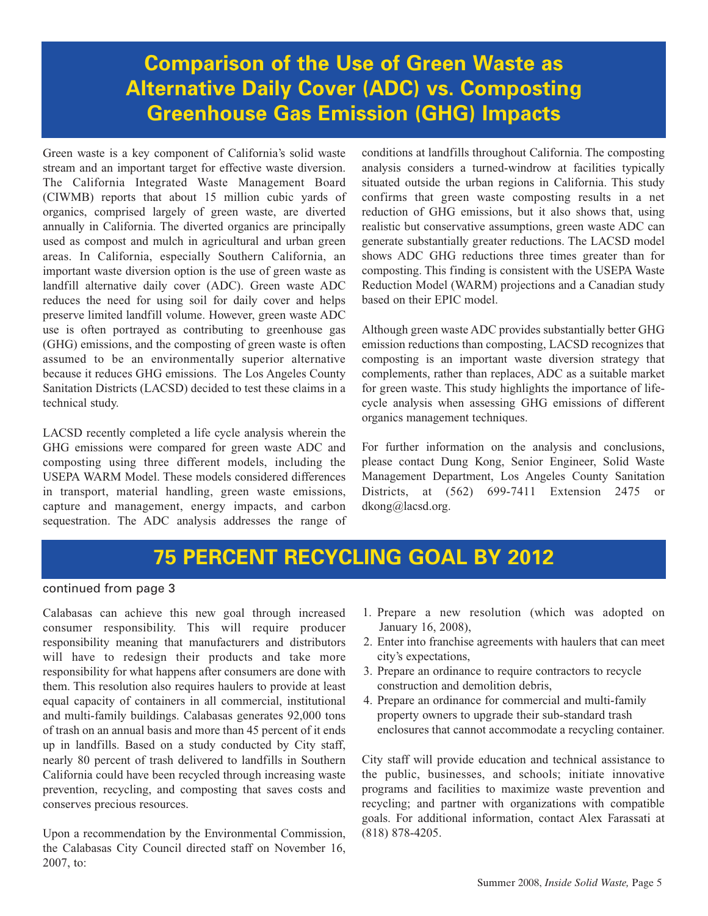# Comparison of the Use of Green Waste as Alternative Daily Cover (ADC) vs. Composting Greenhouse Gas Emission (GHG) Impacts

Green waste is a key component of California's solid waste stream and an important target for effective waste diversion. The California Integrated Waste Management Board (CIWMB) reports that about 15 million cubic yards of organics, comprised largely of green waste, are diverted annually in California. The diverted organics are principally used as compost and mulch in agricultural and urban green areas. In California, especially Southern California, an important waste diversion option is the use of green waste as landfill alternative daily cover (ADC). Green waste ADC reduces the need for using soil for daily cover and helps preserve limited landfill volume. However, green waste ADC use is often portrayed as contributing to greenhouse gas (GHG) emissions, and the composting of green waste is often assumed to be an environmentally superior alternative because it reduces GHG emissions. The Los Angeles County Sanitation Districts (LACSD) decided to test these claims in a technical study.

LACSD recently completed a life cycle analysis wherein the GHG emissions were compared for green waste ADC and composting using three different models, including the USEPA WARM Model. These models considered differences in transport, material handling, green waste emissions, capture and management, energy impacts, and carbon sequestration. The ADC analysis addresses the range of conditions at landfills throughout California. The composting analysis considers a turned-windrow at facilities typically situated outside the urban regions in California. This study confirms that green waste composting results in a net reduction of GHG emissions, but it also shows that, using realistic but conservative assumptions, green waste ADC can generate substantially greater reductions. The LACSD model shows ADC GHG reductions three times greater than for composting. This finding is consistent with the USEPA Waste Reduction Model (WARM) projections and a Canadian study based on their EPIC model.

Although green waste ADC provides substantially better GHG emission reductions than composting, LACSD recognizes that composting is an important waste diversion strategy that complements, rather than replaces, ADC as a suitable market for green waste. This study highlights the importance of life-cycle analysis when assessing GHG emissions of different organics management techniques.

For further information on the analysis and conclusions, please contact Dung Kong, Senior Engineer, Solid Waste Management Department, Los Angeles County Sanitation Districts, at (562) 699-7411 Extension 2475 or dkong@lacsd.org.

# 75 PERCENT RECYCLING GOAL BY 2012

continued from page 3

Calabasas can achieve this new goal through increased consumer responsibility. This will require producer responsibility meaning that manufacturers and distributors will have to redesign their products and take more responsibility for what happens after consumers are done with them. This resolution also requires haulers to provide at least equal capacity of containers in all commercial, institutional and multi-family buildings. Calabasas generates 92,000 tons of trash on an annual basis and more than 45 percent of it ends up in landfills. Based on a study conducted by City staff, nearly 80 percent of trash delivered to landfills in Southern California could have been recycled through increasing waste prevention, recycling, and composting that saves costs and conserves precious resources.

Upon a recommendation by the Environmental Commission, the Calabasas City Council directed staff on November 16, 2007, to:

1. Prepare a new resolution (which was adopted on January 16, 2008),
2. Enter into franchise agreements with haulers that can meet city's expectations,
3. Prepare an ordinance to require contractors to recycle construction and demolition debris,
4. Prepare an ordinance for commercial and multi-family property owners to upgrade their sub-standard trash enclosures that cannot accommodate a recycling container.

City staff will provide education and technical assistance to the public, businesses, and schools; initiate innovative programs and facilities to maximize waste prevention and recycling; and partner with organizations with compatible goals. For additional information, contact Alex Farassati at (818) 878-4205.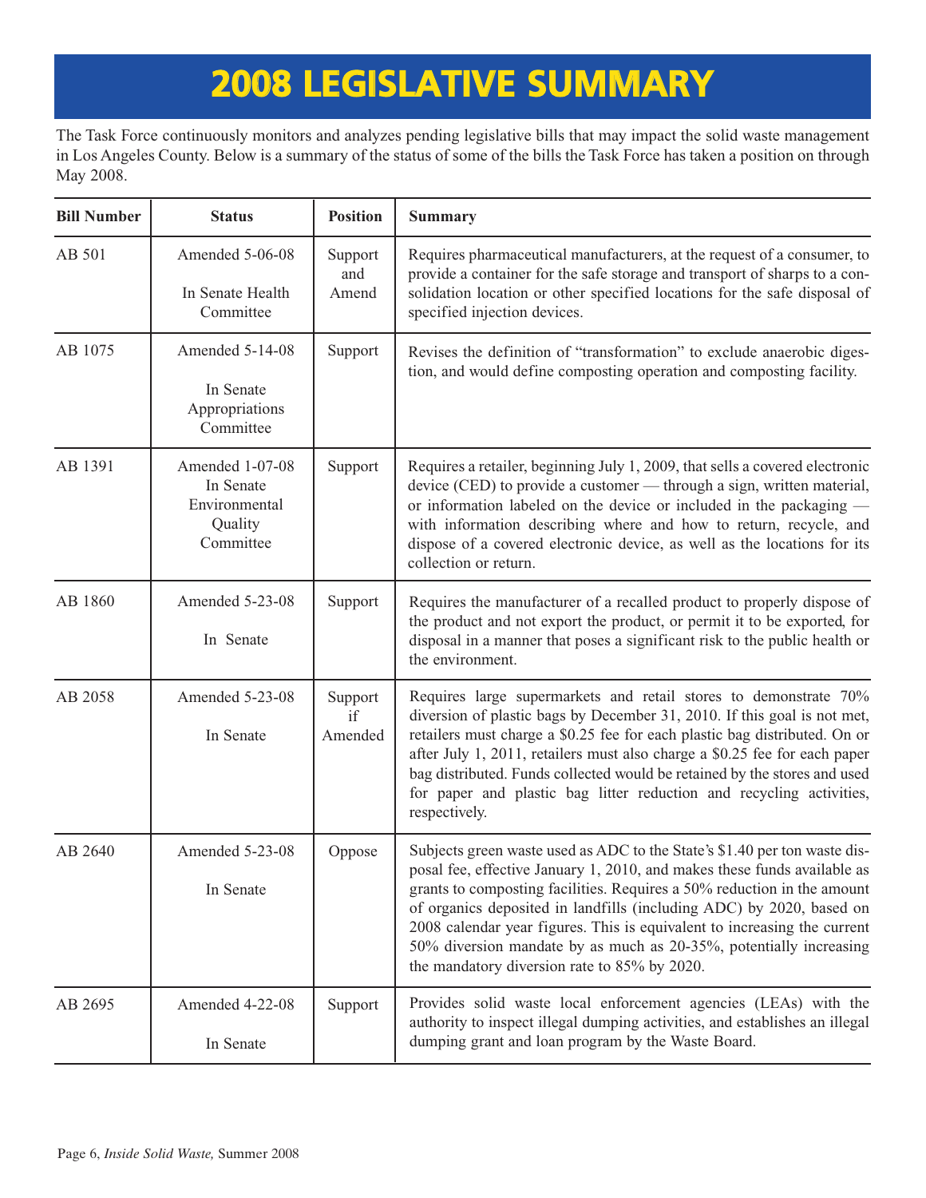# 2008 LEGISLATIVE SUMMARY

The Task Force continuously monitors and analyzes pending legislative bills that may impact the solid waste management in Los Angeles County. Below is a summary of the status of some of the bills the Task Force has taken a position on through May 2008.

| Bill Number | Status | Position | Summary |
|---|---|---|---|
| AB 501 | Amended 5-06-08 In Senate Health Committee | Support and Amend | Requires pharmaceutical manufacturers, at the request of a consumer, to provide a container for the safe storage and transport of sharps to a consolidation location or other specified locations for the safe disposal of specified injection devices. |
| AB 1075 | Amended 5-14-08 In Senate Appropriations Committee | Support | Revises the definition of "transformation" to exclude anaerobic digestion, and would define composting operation and composting facility. |
| AB 1391 | Amended 1-07-08 In Senate Environmental Quality Committee | Support | Requires a retailer, beginning July 1, 2009, that sells a covered electronic device (CED) to provide a customer — through a sign, written material, or information labeled on the device or included in the packaging — with information describing where and how to return, recycle, and dispose of a covered electronic device, as well as the locations for its collection or return. |
| AB 1860 | Amended 5-23-08 In Senate | Support | Requires the manufacturer of a recalled product to properly dispose of the product and not export the product, or permit it to be exported, for disposal in a manner that poses a significant risk to the public health or the environment. |
| AB 2058 | Amended 5-23-08 In Senate | Support if Amended | Requires large supermarkets and retail stores to demonstrate 70% diversion of plastic bags by December 31, 2010. If this goal is not met, retailers must charge a $0.25 fee for each plastic bag distributed. On or after July 1, 2011, retailers must also charge a $0.25 fee for each paper bag distributed. Funds collected would be retained by the stores and used for paper and plastic bag litter reduction and recycling activities, respectively. |
| AB 2640 | Amended 5-23-08 In Senate | Oppose | Subjects green waste used as ADC to the State's $1.40 per ton waste disposal fee, effective January 1, 2010, and makes these funds available as grants to composting facilities. Requires a 50% reduction in the amount of organics deposited in landfills (including ADC) by 2020, based on 2008 calendar year figures. This is equivalent to increasing the current 50% diversion mandate by as much as 20-35%, potentially increasing the mandatory diversion rate to 85% by 2020. |
| AB 2695 | Amended 4-22-08 In Senate | Support | Provides solid waste local enforcement agencies (LEAs) with the authority to inspect illegal dumping activities, and establishes an illegal dumping grant and loan program by the Waste Board. |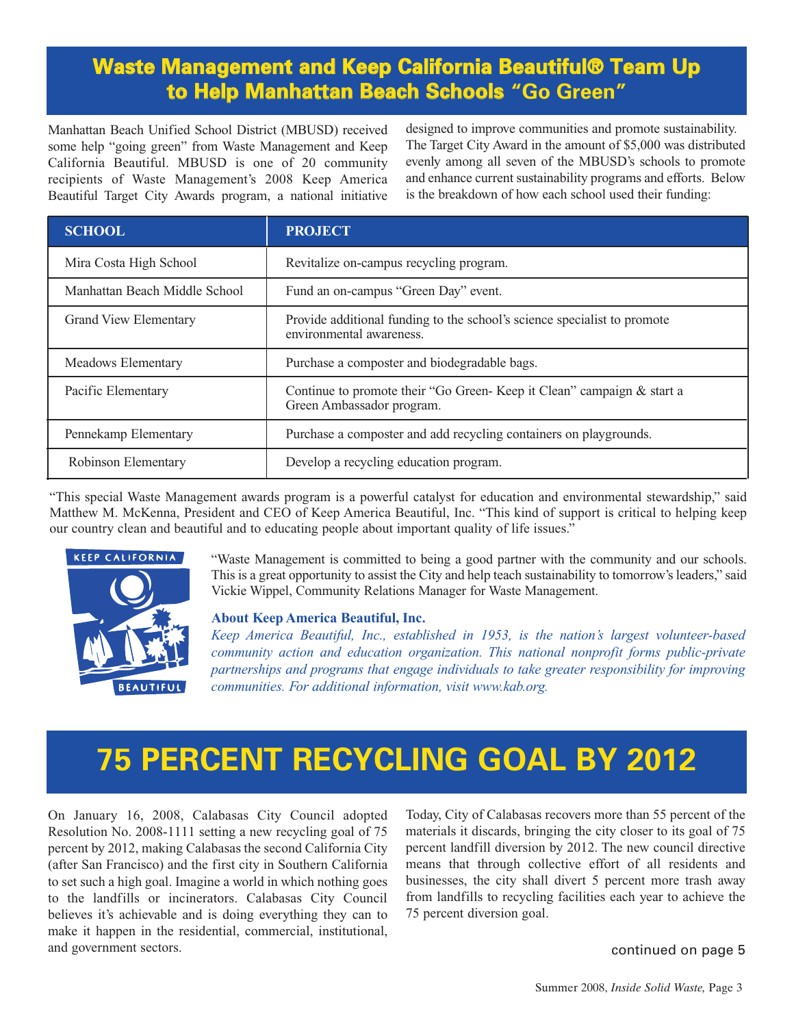# Waste Management and Keep California Beautiful® Team Up to Help Manhattan Beach Schools "Go Green"

Manhattan Beach Unified School District (MBUSD) received some help "going green" from Waste Management and Keep California Beautiful. MBUSD is one of 20 community recipients of Waste Management's 2008 Keep America Beautiful Target City Awards program, a national initiative designed to improve communities and promote sustainability. The Target City Award in the amount of $5,000 was distributed evenly among all seven of the MBUSD's schools to promote and enhance current sustainability programs and efforts. Below is the breakdown of how each school used their funding:

| SCHOOL | PROJECT |
|---|---|
| Mira Costa High School | Revitalize on-campus recycling program. |
| Manhattan Beach Middle School | Fund an on-campus "Green Day" event. |
| Grand View Elementary | Provide additional funding to the school's science specialist to promote environmental awareness. |
| Meadows Elementary | Purchase a composter and biodegradable bags. |
| Pacific Elementary | Continue to promote their "Go Green- Keep it Clean" campaign & start a Green Ambassador program. |
| Pennekamp Elementary | Purchase a composter and add recycling containers on playgrounds. |
| Robinson Elementary | Develop a recycling education program. |

"This special Waste Management awards program is a powerful catalyst for education and environmental stewardship," said Matthew M. McKenna, President and CEO of Keep America Beautiful, Inc. "This kind of support is critical to helping keep our country clean and beautiful and to educating people about important quality of life issues."

"Waste Management is committed to being a good partner with the community and our schools. This is a great opportunity to assist the City and help teach sustainability to tomorrow's leaders," said Vickie Wippel, Community Relations Manager for Waste Management.

**About Keep America Beautiful, Inc.**

*Keep America Beautiful, Inc., established in 1953, is the nation's largest volunteer-based community action and education organization. This national nonprofit forms public-private partnerships and programs that engage individuals to take greater responsibility for improving communities. For additional information, visit www.kab.org.*

# 75 PERCENT RECYCLING GOAL BY 2012

On January 16, 2008, Calabasas City Council adopted Resolution No. 2008-1111 setting a new recycling goal of 75 percent by 2012, making Calabasas the second California City (after San Francisco) and the first city in Southern California to set such a high goal. Imagine a world in which nothing goes to the landfills or incinerators. Calabasas City Council believes it's achievable and is doing everything they can to make it happen in the residential, commercial, institutional, and government sectors.

Today, City of Calabasas recovers more than 55 percent of the materials it discards, bringing the city closer to its goal of 75 percent landfill diversion by 2012. The new council directive means that through collective effort of all residents and businesses, the city shall divert 5 percent more trash away from landfills to recycling facilities each year to achieve the 75 percent diversion goal.

continued on page 5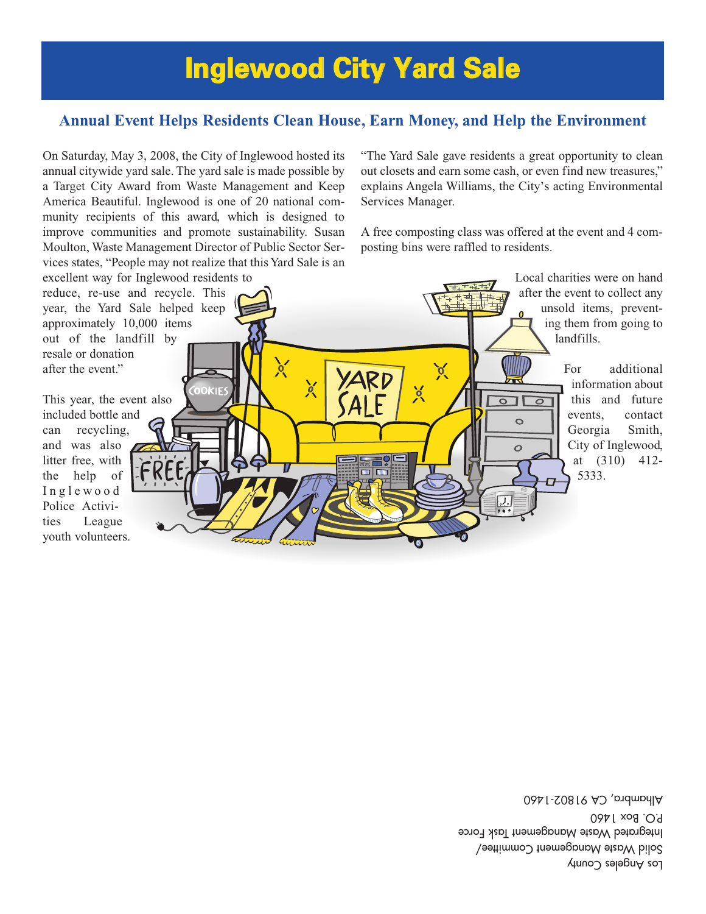# Inglewood City Yard Sale

## Annual Event Helps Residents Clean House, Earn Money, and Help the Environment

On Saturday, May 3, 2008, the City of Inglewood hosted its annual citywide yard sale. The yard sale is made possible by a Target City Award from Waste Management and Keep America Beautiful. Inglewood is one of 20 national community recipients of this award, which is designed to improve communities and promote sustainability. Susan Moulton, Waste Management Director of Public Sector Services states, "People may not realize that this Yard Sale is an excellent way for Inglewood residents to reduce, re-use and recycle. This year, the Yard Sale helped keep approximately 10,000 items out of the landfill by resale or donation after the event."

This year, the event also included bottle and can recycling, and was also litter free, with the help of Inglewood Police Activities League youth volunteers.

"The Yard Sale gave residents a great opportunity to clean out closets and earn some cash, or even find new treasures," explains Angela Williams, the City's acting Environmental Services Manager.

A free composting class was offered at the event and 4 composting bins were raffled to residents.

Local charities were on hand after the event to collect any unsold items, preventing them from going to landfills.

For additional information about this and future events, contact Georgia Smith, City of Inglewood, at (310) 412-5333.

Los Angeles County
Solid Waste Management Committee/
Integrated Waste Management Task Force
P.O. Box 1460
Alhambra, CA 91802-1460